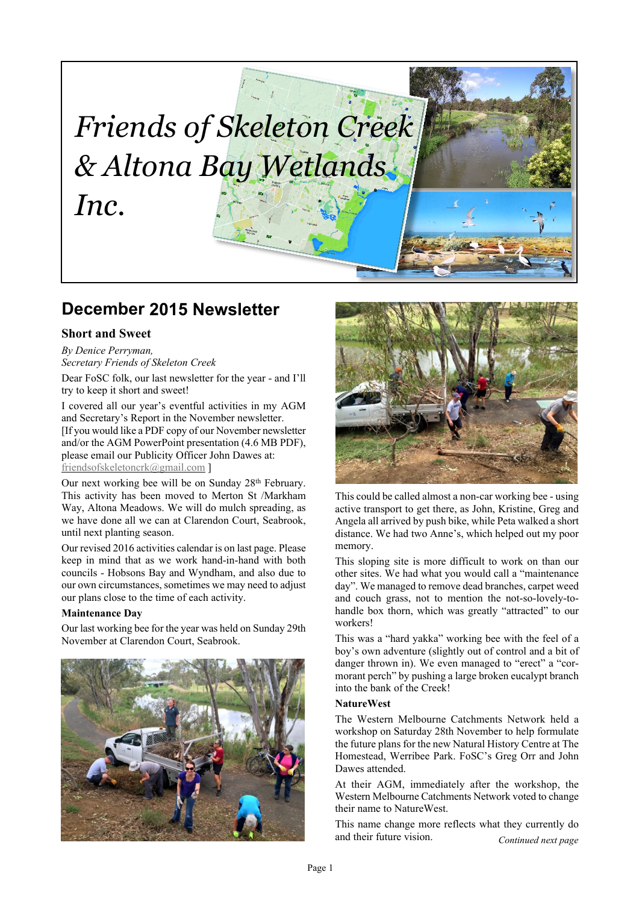# *Friends of Skeleton Creek & Altona Bay Wetlands Inc.*

## December 2015 Newsletter

### Short and Sweet

*By Denice Perryman,*
*Secretary Friends of Skeleton Creek*

Dear FoSC folk, our last newsletter for the year - and I'll try to keep it short and sweet!

I covered all our year's eventful activities in my AGM and Secretary's Report in the November newsletter.
[If you would like a PDF copy of our November newsletter and/or the AGM PowerPoint presentation (4.6 MB PDF), please email our Publicity Officer John Dawes at: friendsofskeletoncrk@gmail.com ]

Our next working bee will be on Sunday 28th February. This activity has been moved to Merton St /Markham Way, Altona Meadows. We will do mulch spreading, as we have done all we can at Clarendon Court, Seabrook, until next planting season.

Our revised 2016 activities calendar is on last page. Please keep in mind that as we work hand-in-hand with both councils - Hobsons Bay and Wyndham, and also due to our own circumstances, sometimes we may need to adjust our plans close to the time of each activity.

**Maintenance Day**

Our last working bee for the year was held on Sunday 29th November at Clarendon Court, Seabrook.

This could be called almost a non-car working bee - using active transport to get there, as John, Kristine, Greg and Angela all arrived by push bike, while Peta walked a short distance. We had two Anne's, which helped out my poor memory.

This sloping site is more difficult to work on than our other sites. We had what you would call a "maintenance day". We managed to remove dead branches, carpet weed and couch grass, not to mention the not-so-lovely-to-handle box thorn, which was greatly "attracted" to our workers!

This was a "hard yakka" working bee with the feel of a boy's own adventure (slightly out of control and a bit of danger thrown in). We even managed to "erect" a "cormorant perch" by pushing a large broken eucalypt branch into the bank of the Creek!

**NatureWest**

The Western Melbourne Catchments Network held a workshop on Saturday 28th November to help formulate the future plans for the new Natural History Centre at The Homestead, Werribee Park. FoSC's Greg Orr and John Dawes attended.

At their AGM, immediately after the workshop, the Western Melbourne Catchments Network voted to change their name to NatureWest.

This name change more reflects what they currently do and their future vision.

*Continued next page*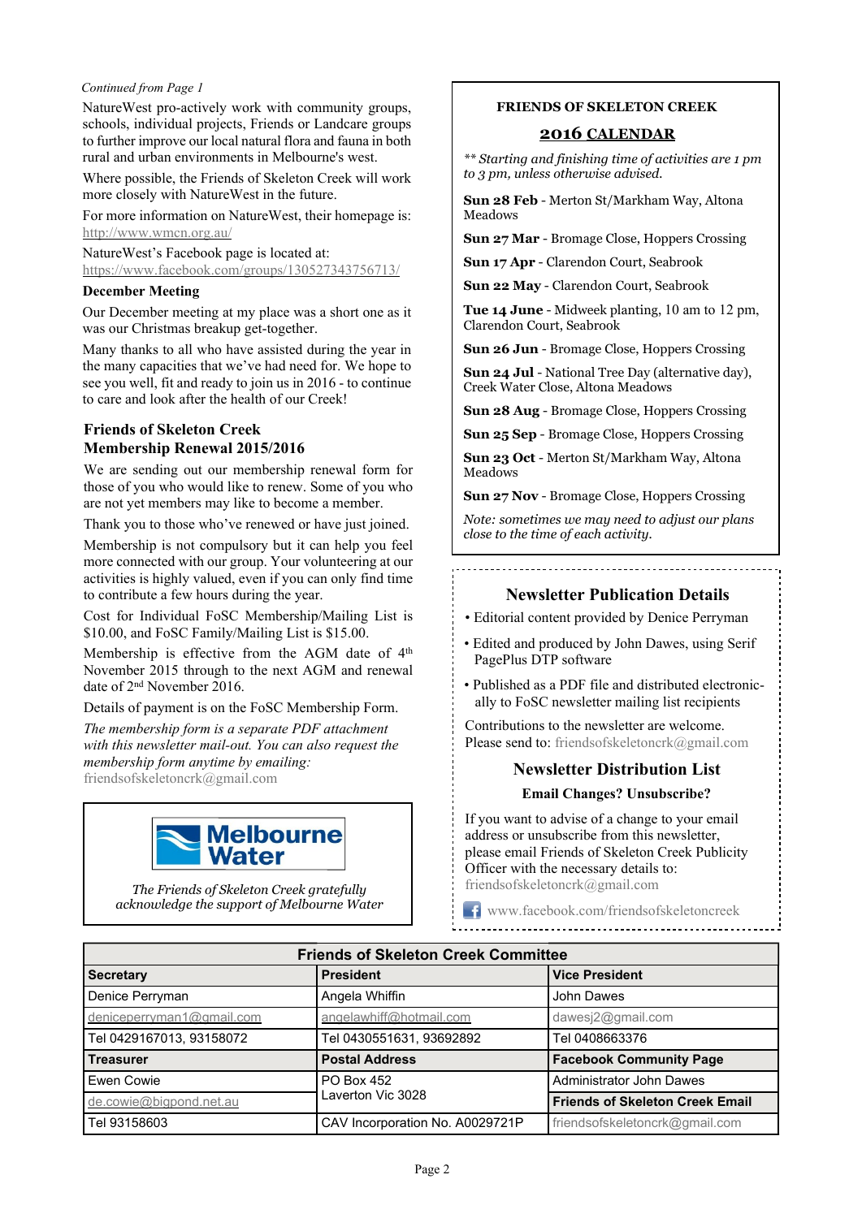*Continued from Page 1*

NatureWest pro-actively work with community groups, schools, individual projects, Friends or Landcare groups to further improve our local natural flora and fauna in both rural and urban environments in Melbourne's west.

Where possible, the Friends of Skeleton Creek will work more closely with NatureWest in the future.

For more information on NatureWest, their homepage is: http://www.wmcn.org.au/

NatureWest's Facebook page is located at: https://www.facebook.com/groups/130527343756713/

**December Meeting**

Our December meeting at my place was a short one as it was our Christmas breakup get-together.

Many thanks to all who have assisted during the year in the many capacities that we've had need for. We hope to see you well, fit and ready to join us in 2016 - to continue to care and look after the health of our Creek!

### Friends of Skeleton Creek Membership Renewal 2015/2016

We are sending out our membership renewal form for those of you who would like to renew. Some of you who are not yet members may like to become a member.

Thank you to those who've renewed or have just joined.

Membership is not compulsory but it can help you feel more connected with our group. Your volunteering at our activities is highly valued, even if you can only find time to contribute a few hours during the year.

Cost for Individual FoSC Membership/Mailing List is $10.00, and FoSC Family/Mailing List is $15.00.

Membership is effective from the AGM date of 4th November 2015 through to the next AGM and renewal date of 2nd November 2016.

Details of payment is on the FoSC Membership Form.

*The membership form is a separate PDF attachment with this newsletter mail-out. You can also request the membership form anytime by emailing:* friendsofskeletoncrk@gmail.com

Melbourne Water

*The Friends of Skeleton Creek gratefully acknowledge the support of Melbourne Water*

**FRIENDS OF SKELETON CREEK**

## 2016 CALENDAR

*\*\* Starting and finishing time of activities are 1 pm to 3 pm, unless otherwise advised.*

**Sun 28 Feb** - Merton St/Markham Way, Altona Meadows

**Sun 27 Mar** - Bromage Close, Hoppers Crossing

**Sun 17 Apr** - Clarendon Court, Seabrook

**Sun 22 May** - Clarendon Court, Seabrook

**Tue 14 June** - Midweek planting, 10 am to 12 pm, Clarendon Court, Seabrook

**Sun 26 Jun** - Bromage Close, Hoppers Crossing

**Sun 24 Jul** - National Tree Day (alternative day), Creek Water Close, Altona Meadows

**Sun 28 Aug** - Bromage Close, Hoppers Crossing

**Sun 25 Sep** - Bromage Close, Hoppers Crossing

**Sun 23 Oct** - Merton St/Markham Way, Altona Meadows

**Sun 27 Nov** - Bromage Close, Hoppers Crossing

*Note: sometimes we may need to adjust our plans close to the time of each activity.*

### Newsletter Publication Details

- Editorial content provided by Denice Perryman
- Edited and produced by John Dawes, using Serif PagePlus DTP software
- Published as a PDF file and distributed electronically to FoSC newsletter mailing list recipients

Contributions to the newsletter are welcome. Please send to: friendsofskeletoncrk@gmail.com

### Newsletter Distribution List

**Email Changes? Unsubscribe?**

If you want to advise of a change to your email address or unsubscribe from this newsletter, please email Friends of Skeleton Creek Publicity Officer with the necessary details to: friendsofskeletoncrk@gmail.com

www.facebook.com/friendsofskeletoncreek

| Friends of Skeleton Creek Committee | | |
|---|---|---|
| **Secretary** | **President** | **Vice President** |
| Denice Perryman | Angela Whiffin | John Dawes |
| deniceperryman1@gmail.com | angelawhiff@hotmail.com | dawesj2@gmail.com |
| Tel 0429167013, 93158072 | Tel 0430551631, 93692892 | Tel 0408663376 |
| **Treasurer** | **Postal Address** | **Facebook Community Page** |
| Ewen Cowie | PO Box 452 Laverton Vic 3028 | Administrator John Dawes |
| de.cowie@bigpond.net.au | | **Friends of Skeleton Creek Email** |
| Tel 93158603 | CAV Incorporation No. A0029721P | friendsofskeletoncrk@gmail.com |